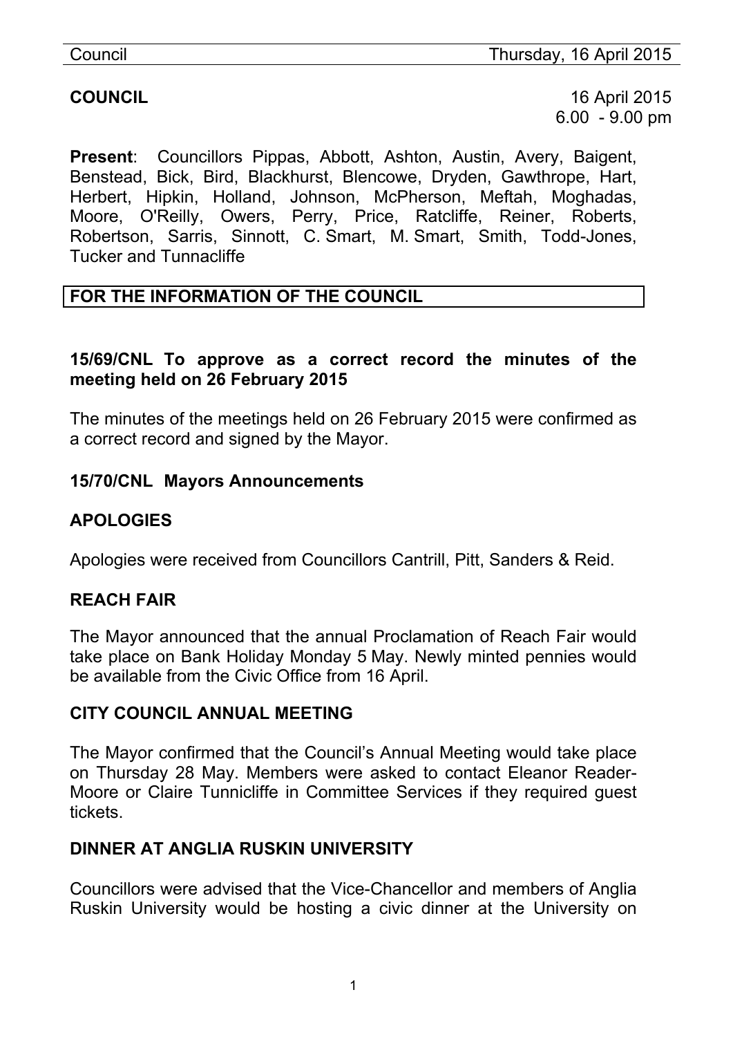**COUNCIL** 16 April 2015
6.00 - 9.00 pm

**Present**: Councillors Pippas, Abbott, Ashton, Austin, Avery, Baigent, Benstead, Bick, Bird, Blackhurst, Blencowe, Dryden, Gawthrope, Hart, Herbert, Hipkin, Holland, Johnson, McPherson, Meftah, Moghadas, Moore, O'Reilly, Owers, Perry, Price, Ratcliffe, Reiner, Roberts, Robertson, Sarris, Sinnott, C. Smart, M. Smart, Smith, Todd-Jones, Tucker and Tunnacliffe

**FOR THE INFORMATION OF THE COUNCIL**

### 15/69/CNL To approve as a correct record the minutes of the meeting held on 26 February 2015

The minutes of the meetings held on 26 February 2015 were confirmed as a correct record and signed by the Mayor.

### 15/70/CNL Mayors Announcements

#### APOLOGIES

Apologies were received from Councillors Cantrill, Pitt, Sanders & Reid.

#### REACH FAIR

The Mayor announced that the annual Proclamation of Reach Fair would take place on Bank Holiday Monday 5 May. Newly minted pennies would be available from the Civic Office from 16 April.

#### CITY COUNCIL ANNUAL MEETING

The Mayor confirmed that the Council's Annual Meeting would take place on Thursday 28 May. Members were asked to contact Eleanor Reader-Moore or Claire Tunnicliffe in Committee Services if they required guest tickets.

#### DINNER AT ANGLIA RUSKIN UNIVERSITY

Councillors were advised that the Vice-Chancellor and members of Anglia Ruskin University would be hosting a civic dinner at the University on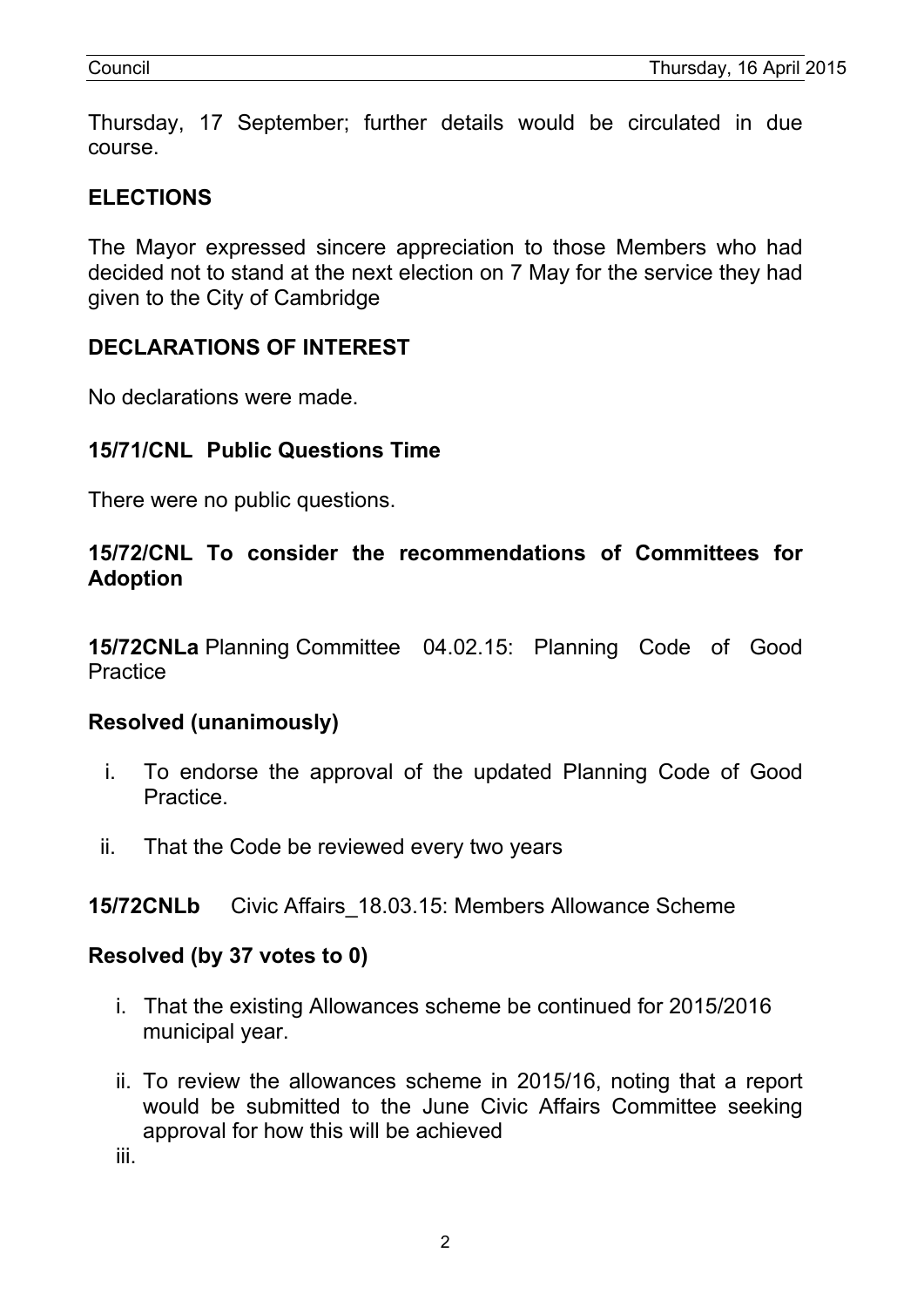Thursday, 17 September; further details would be circulated in due course.

## ELECTIONS

The Mayor expressed sincere appreciation to those Members who had decided not to stand at the next election on 7 May for the service they had given to the City of Cambridge

## DECLARATIONS OF INTEREST

No declarations were made.

## 15/71/CNL Public Questions Time

There were no public questions.

## 15/72/CNL To consider the recommendations of Committees for Adoption

**15/72CNLa** Planning Committee 04.02.15: Planning Code of Good Practice

**Resolved (unanimously)**

i. To endorse the approval of the updated Planning Code of Good Practice.

ii. That the Code be reviewed every two years

**15/72CNLb** Civic Affairs_18.03.15: Members Allowance Scheme

**Resolved (by 37 votes to 0)**

i. That the existing Allowances scheme be continued for 2015/2016 municipal year.

ii. To review the allowances scheme in 2015/16, noting that a report would be submitted to the June Civic Affairs Committee seeking approval for how this will be achieved

iii.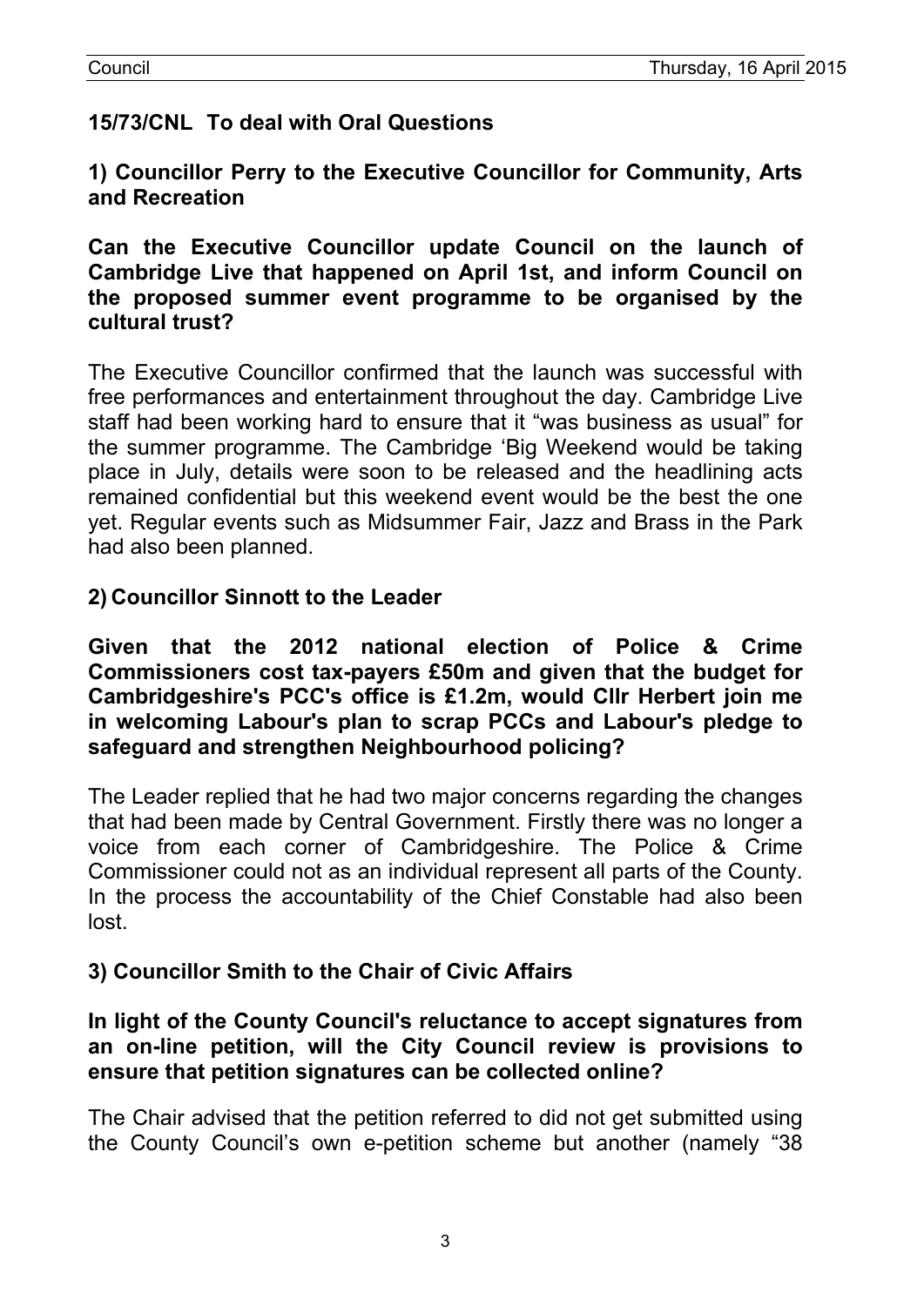## 15/73/CNL To deal with Oral Questions

**1) Councillor Perry to the Executive Councillor for Community, Arts and Recreation**

**Can the Executive Councillor update Council on the launch of Cambridge Live that happened on April 1st, and inform Council on the proposed summer event programme to be organised by the cultural trust?**

The Executive Councillor confirmed that the launch was successful with free performances and entertainment throughout the day. Cambridge Live staff had been working hard to ensure that it "was business as usual" for the summer programme. The Cambridge 'Big Weekend would be taking place in July, details were soon to be released and the headlining acts remained confidential but this weekend event would be the best the one yet. Regular events such as Midsummer Fair, Jazz and Brass in the Park had also been planned.

**2) Councillor Sinnott to the Leader**

**Given that the 2012 national election of Police & Crime Commissioners cost tax-payers £50m and given that the budget for Cambridgeshire's PCC's office is £1.2m, would Cllr Herbert join me in welcoming Labour's plan to scrap PCCs and Labour's pledge to safeguard and strengthen Neighbourhood policing?**

The Leader replied that he had two major concerns regarding the changes that had been made by Central Government. Firstly there was no longer a voice from each corner of Cambridgeshire. The Police & Crime Commissioner could not as an individual represent all parts of the County. In the process the accountability of the Chief Constable had also been lost.

**3) Councillor Smith to the Chair of Civic Affairs**

**In light of the County Council's reluctance to accept signatures from an on-line petition, will the City Council review is provisions to ensure that petition signatures can be collected online?**

The Chair advised that the petition referred to did not get submitted using the County Council's own e-petition scheme but another (namely "38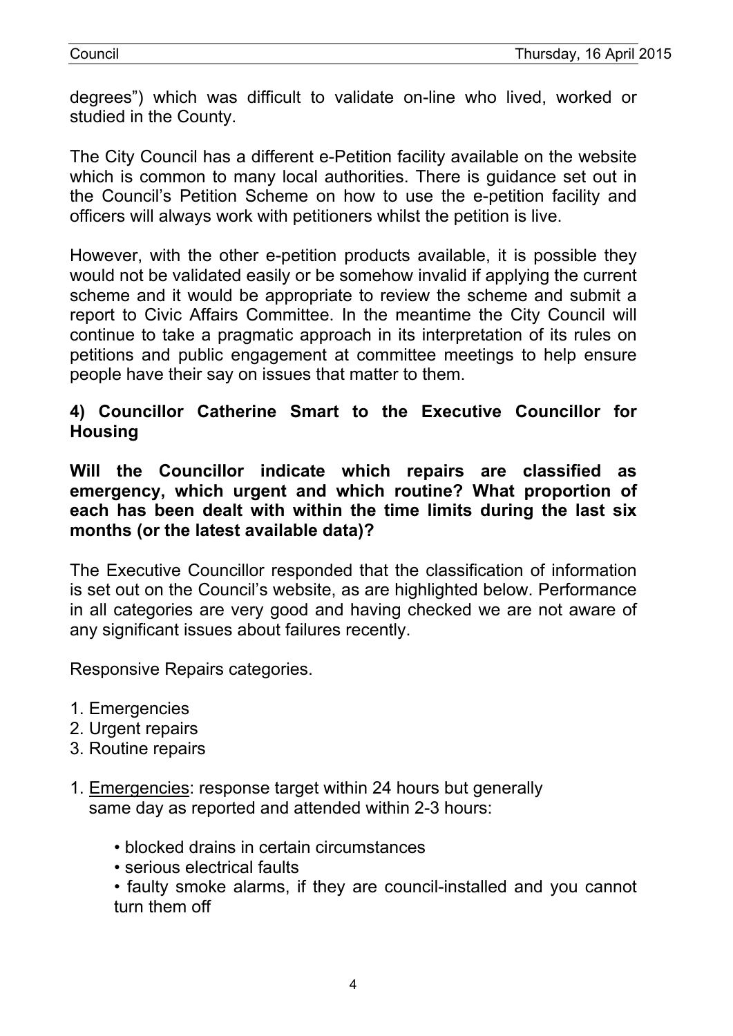degrees") which was difficult to validate on-line who lived, worked or studied in the County.

The City Council has a different e-Petition facility available on the website which is common to many local authorities. There is guidance set out in the Council's Petition Scheme on how to use the e-petition facility and officers will always work with petitioners whilst the petition is live.

However, with the other e-petition products available, it is possible they would not be validated easily or be somehow invalid if applying the current scheme and it would be appropriate to review the scheme and submit a report to Civic Affairs Committee. In the meantime the City Council will continue to take a pragmatic approach in its interpretation of its rules on petitions and public engagement at committee meetings to help ensure people have their say on issues that matter to them.

**4) Councillor Catherine Smart to the Executive Councillor for Housing**

**Will the Councillor indicate which repairs are classified as emergency, which urgent and which routine? What proportion of each has been dealt with within the time limits during the last six months (or the latest available data)?**

The Executive Councillor responded that the classification of information is set out on the Council's website, as are highlighted below. Performance in all categories are very good and having checked we are not aware of any significant issues about failures recently.

Responsive Repairs categories.

1. Emergencies
2. Urgent repairs
3. Routine repairs

1. Emergencies: response target within 24 hours but generally same day as reported and attended within 2-3 hours:

   - blocked drains in certain circumstances
   - serious electrical faults
   - faulty smoke alarms, if they are council-installed and you cannot turn them off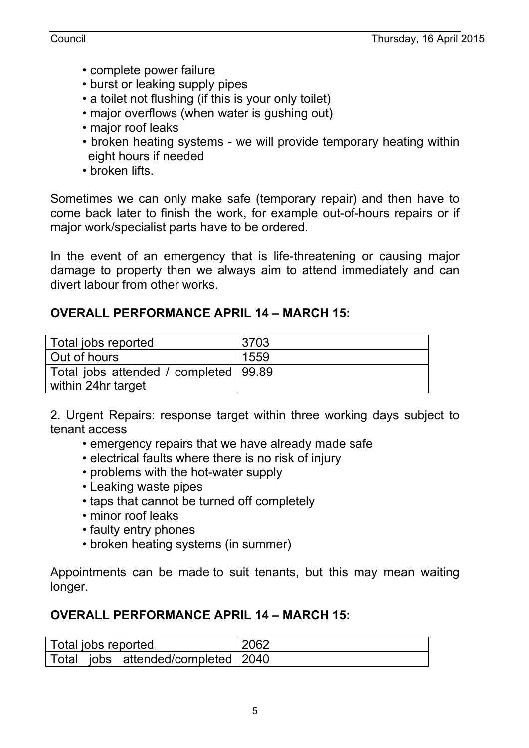- complete power failure
- burst or leaking supply pipes
- a toilet not flushing (if this is your only toilet)
- major overflows (when water is gushing out)
- major roof leaks
- broken heating systems - we will provide temporary heating within eight hours if needed
- broken lifts.

Sometimes we can only make safe (temporary repair) and then have to come back later to finish the work, for example out-of-hours repairs or if major work/specialist parts have to be ordered.

In the event of an emergency that is life-threatening or causing major damage to property then we always aim to attend immediately and can divert labour from other works.

**OVERALL PERFORMANCE APRIL 14 – MARCH 15:**

| Total jobs reported | 3703 |
|---|---|
| Out of hours | 1559 |
| Total jobs attended / completed within 24hr target | 99.89 |

2. Urgent Repairs: response target within three working days subject to tenant access

- emergency repairs that we have already made safe
- electrical faults where there is no risk of injury
- problems with the hot-water supply
- Leaking waste pipes
- taps that cannot be turned off completely
- minor roof leaks
- faulty entry phones
- broken heating systems (in summer)

Appointments can be made to suit tenants, but this may mean waiting longer.

**OVERALL PERFORMANCE APRIL 14 – MARCH 15:**

| Total jobs reported | 2062 |
|---|---|
| Total jobs attended/completed | 2040 |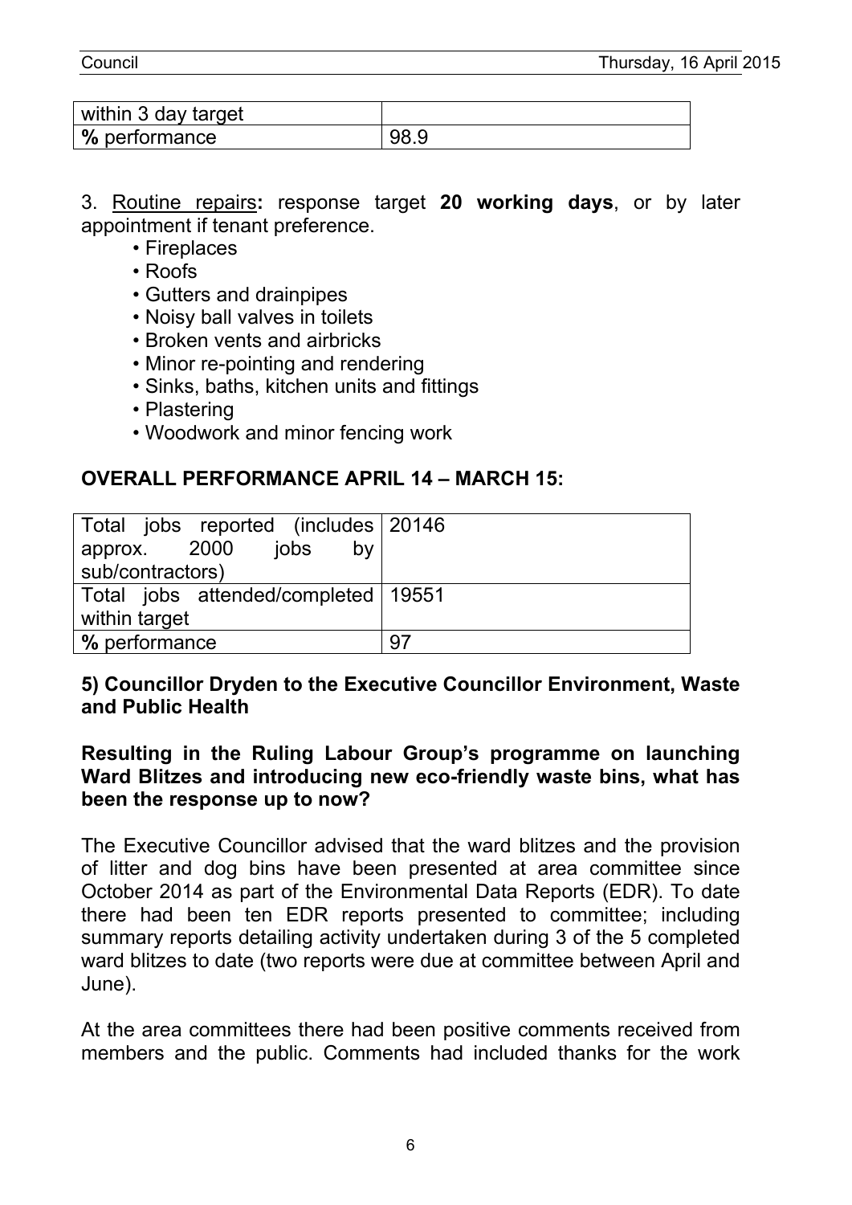| within 3 day target | |
|---|---|
| **%** performance | 98.9 |

3. <u>Routine repairs</u>**:** response target **20 working days**, or by later appointment if tenant preference.

- Fireplaces
- Roofs
- Gutters and drainpipes
- Noisy ball valves in toilets
- Broken vents and airbricks
- Minor re-pointing and rendering
- Sinks, baths, kitchen units and fittings
- Plastering
- Woodwork and minor fencing work

**OVERALL PERFORMANCE APRIL 14 – MARCH 15:**

| Total jobs reported (includes approx. 2000 jobs by sub/contractors) | 20146 |
|---|---|
| Total jobs attended/completed within target | 19551 |
| **%** performance | 97 |

**5) Councillor Dryden to the Executive Councillor Environment, Waste and Public Health**

**Resulting in the Ruling Labour Group's programme on launching Ward Blitzes and introducing new eco-friendly waste bins, what has been the response up to now?**

The Executive Councillor advised that the ward blitzes and the provision of litter and dog bins have been presented at area committee since October 2014 as part of the Environmental Data Reports (EDR). To date there had been ten EDR reports presented to committee; including summary reports detailing activity undertaken during 3 of the 5 completed ward blitzes to date (two reports were due at committee between April and June).

At the area committees there had been positive comments received from members and the public. Comments had included thanks for the work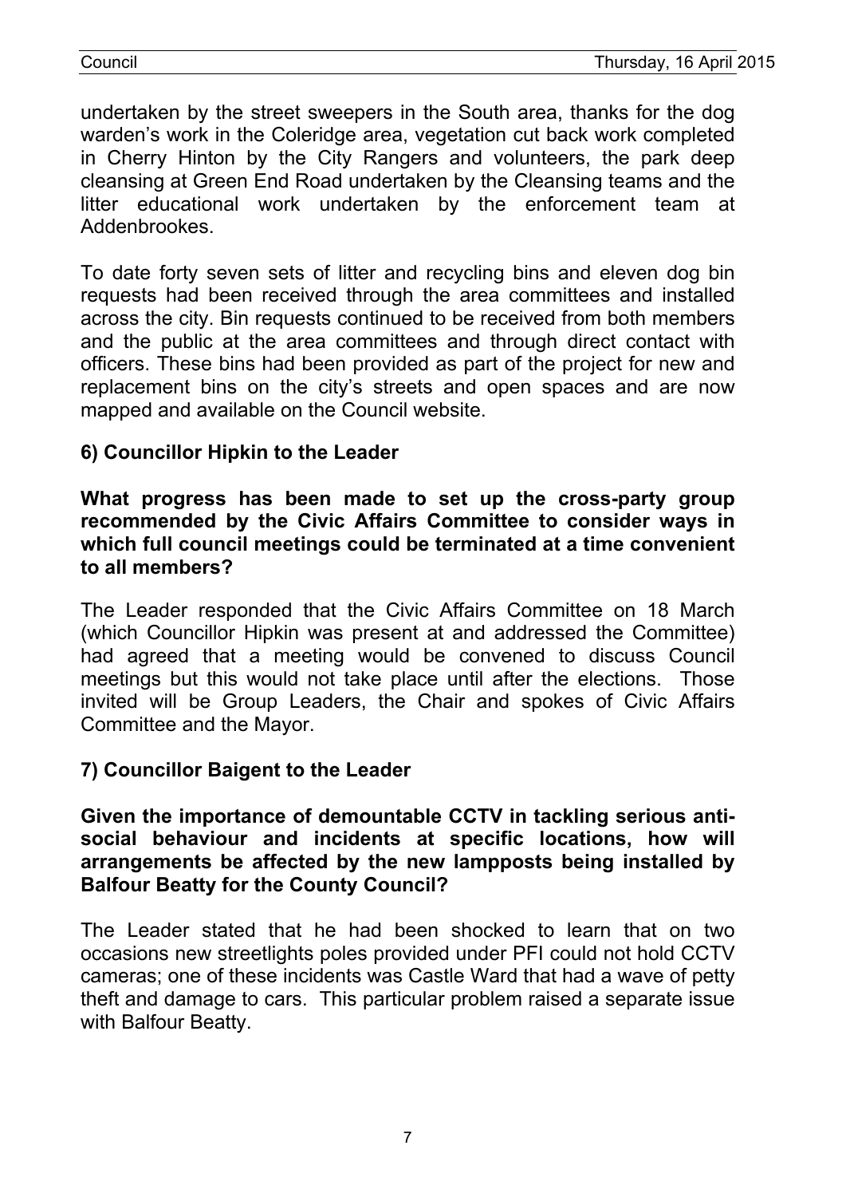undertaken by the street sweepers in the South area, thanks for the dog warden's work in the Coleridge area, vegetation cut back work completed in Cherry Hinton by the City Rangers and volunteers, the park deep cleansing at Green End Road undertaken by the Cleansing teams and the litter educational work undertaken by the enforcement team at Addenbrookes.

To date forty seven sets of litter and recycling bins and eleven dog bin requests had been received through the area committees and installed across the city. Bin requests continued to be received from both members and the public at the area committees and through direct contact with officers. These bins had been provided as part of the project for new and replacement bins on the city's streets and open spaces and are now mapped and available on the Council website.

### 6) Councillor Hipkin to the Leader

**What progress has been made to set up the cross-party group recommended by the Civic Affairs Committee to consider ways in which full council meetings could be terminated at a time convenient to all members?**

The Leader responded that the Civic Affairs Committee on 18 March (which Councillor Hipkin was present at and addressed the Committee) had agreed that a meeting would be convened to discuss Council meetings but this would not take place until after the elections. Those invited will be Group Leaders, the Chair and spokes of Civic Affairs Committee and the Mayor.

### 7) Councillor Baigent to the Leader

**Given the importance of demountable CCTV in tackling serious anti-social behaviour and incidents at specific locations, how will arrangements be affected by the new lampposts being installed by Balfour Beatty for the County Council?**

The Leader stated that he had been shocked to learn that on two occasions new streetlights poles provided under PFI could not hold CCTV cameras; one of these incidents was Castle Ward that had a wave of petty theft and damage to cars. This particular problem raised a separate issue with Balfour Beatty.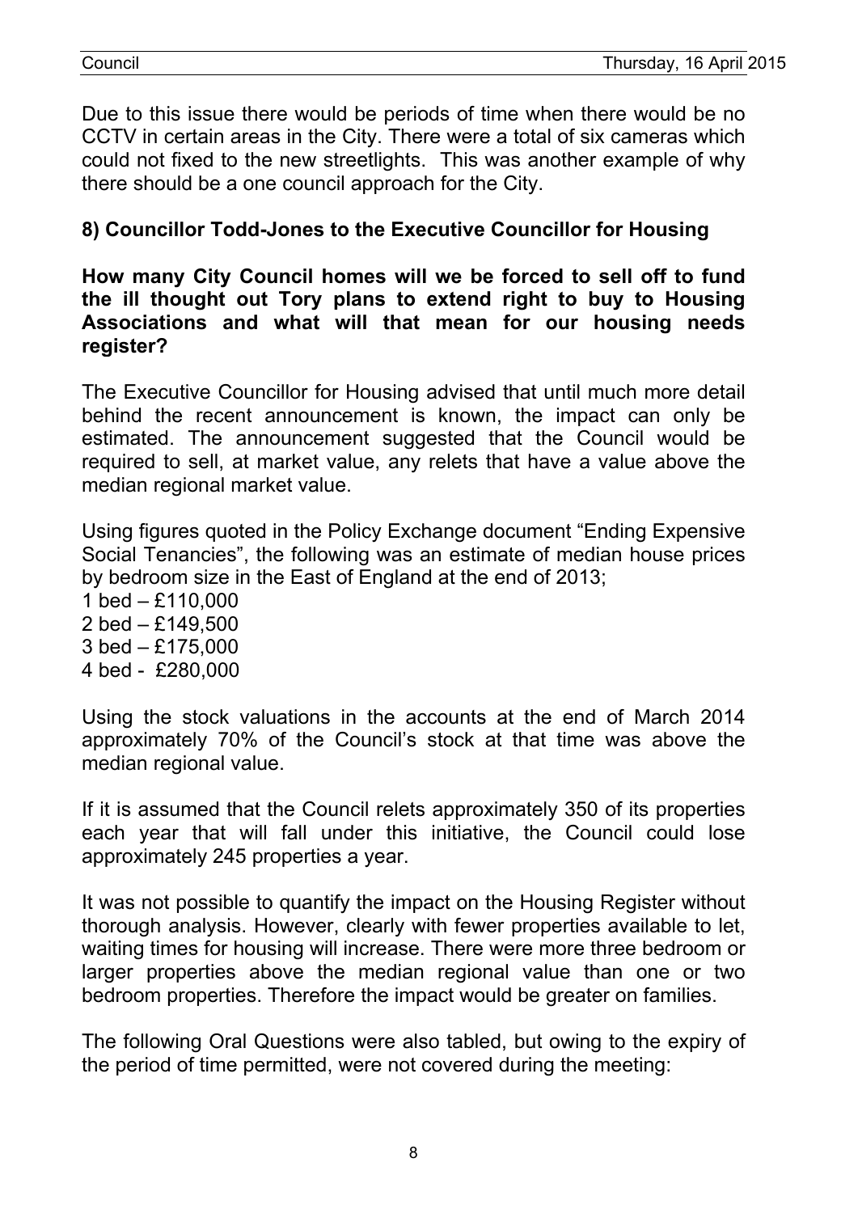Due to this issue there would be periods of time when there would be no CCTV in certain areas in the City. There were a total of six cameras which could not fixed to the new streetlights. This was another example of why there should be a one council approach for the City.

**8) Councillor Todd-Jones to the Executive Councillor for Housing**

**How many City Council homes will we be forced to sell off to fund the ill thought out Tory plans to extend right to buy to Housing Associations and what will that mean for our housing needs register?**

The Executive Councillor for Housing advised that until much more detail behind the recent announcement is known, the impact can only be estimated. The announcement suggested that the Council would be required to sell, at market value, any relets that have a value above the median regional market value.

Using figures quoted in the Policy Exchange document "Ending Expensive Social Tenancies", the following was an estimate of median house prices by bedroom size in the East of England at the end of 2013;
1 bed – £110,000
2 bed – £149,500
3 bed – £175,000
4 bed - £280,000

Using the stock valuations in the accounts at the end of March 2014 approximately 70% of the Council's stock at that time was above the median regional value.

If it is assumed that the Council relets approximately 350 of its properties each year that will fall under this initiative, the Council could lose approximately 245 properties a year.

It was not possible to quantify the impact on the Housing Register without thorough analysis. However, clearly with fewer properties available to let, waiting times for housing will increase. There were more three bedroom or larger properties above the median regional value than one or two bedroom properties. Therefore the impact would be greater on families.

The following Oral Questions were also tabled, but owing to the expiry of the period of time permitted, were not covered during the meeting: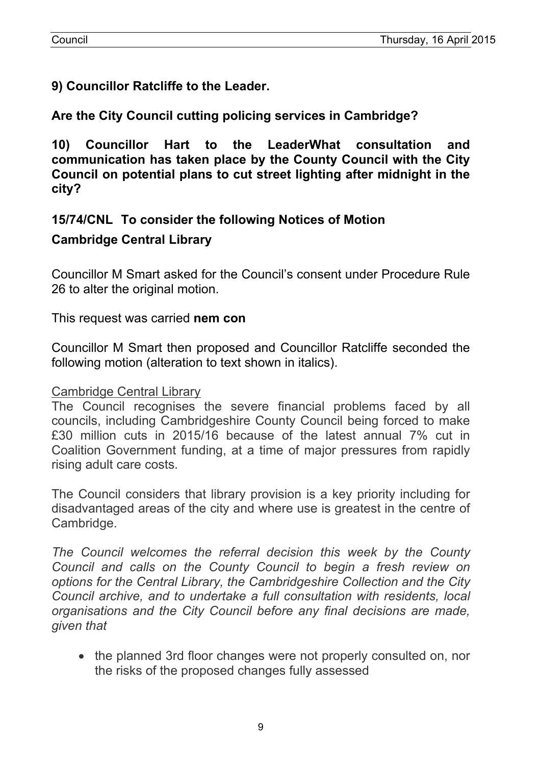**9) Councillor Ratcliffe to the Leader.**

**Are the City Council cutting policing services in Cambridge?**

**10) Councillor Hart to the LeaderWhat consultation and communication has taken place by the County Council with the City Council on potential plans to cut street lighting after midnight in the city?**

## 15/74/CNL To consider the following Notices of Motion

### Cambridge Central Library

Councillor M Smart asked for the Council's consent under Procedure Rule 26 to alter the original motion.

This request was carried **nem con**

Councillor M Smart then proposed and Councillor Ratcliffe seconded the following motion (alteration to text shown in italics).

Cambridge Central Library

The Council recognises the severe financial problems faced by all councils, including Cambridgeshire County Council being forced to make £30 million cuts in 2015/16 because of the latest annual 7% cut in Coalition Government funding, at a time of major pressures from rapidly rising adult care costs.

The Council considers that library provision is a key priority including for disadvantaged areas of the city and where use is greatest in the centre of Cambridge.

*The Council welcomes the referral decision this week by the County Council and calls on the County Council to begin a fresh review on options for the Central Library, the Cambridgeshire Collection and the City Council archive, and to undertake a full consultation with residents, local organisations and the City Council before any final decisions are made, given that*

- the planned 3rd floor changes were not properly consulted on, nor the risks of the proposed changes fully assessed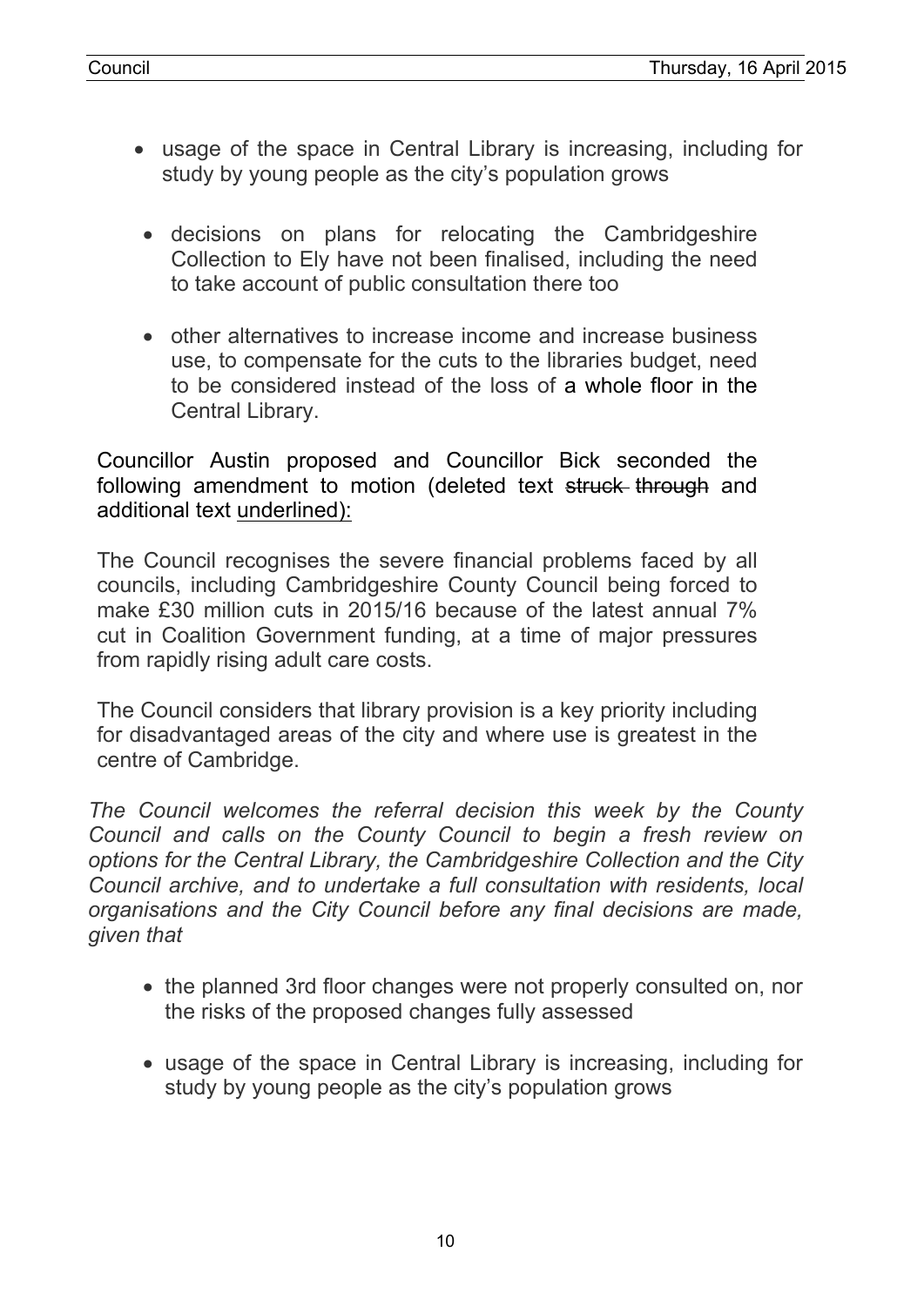- usage of the space in Central Library is increasing, including for study by young people as the city's population grows

- decisions on plans for relocating the Cambridgeshire Collection to Ely have not been finalised, including the need to take account of public consultation there too

- other alternatives to increase income and increase business use, to compensate for the cuts to the libraries budget, need to be considered instead of the loss of a whole floor in the Central Library.

Councillor Austin proposed and Councillor Bick seconded the following amendment to motion (deleted text ~~struck through~~ and additional text <u>underlined):</u>

The Council recognises the severe financial problems faced by all councils, including Cambridgeshire County Council being forced to make £30 million cuts in 2015/16 because of the latest annual 7% cut in Coalition Government funding, at a time of major pressures from rapidly rising adult care costs.

The Council considers that library provision is a key priority including for disadvantaged areas of the city and where use is greatest in the centre of Cambridge.

*The Council welcomes the referral decision this week by the County Council and calls on the County Council to begin a fresh review on options for the Central Library, the Cambridgeshire Collection and the City Council archive, and to undertake a full consultation with residents, local organisations and the City Council before any final decisions are made, given that*

- the planned 3rd floor changes were not properly consulted on, nor the risks of the proposed changes fully assessed

- usage of the space in Central Library is increasing, including for study by young people as the city's population grows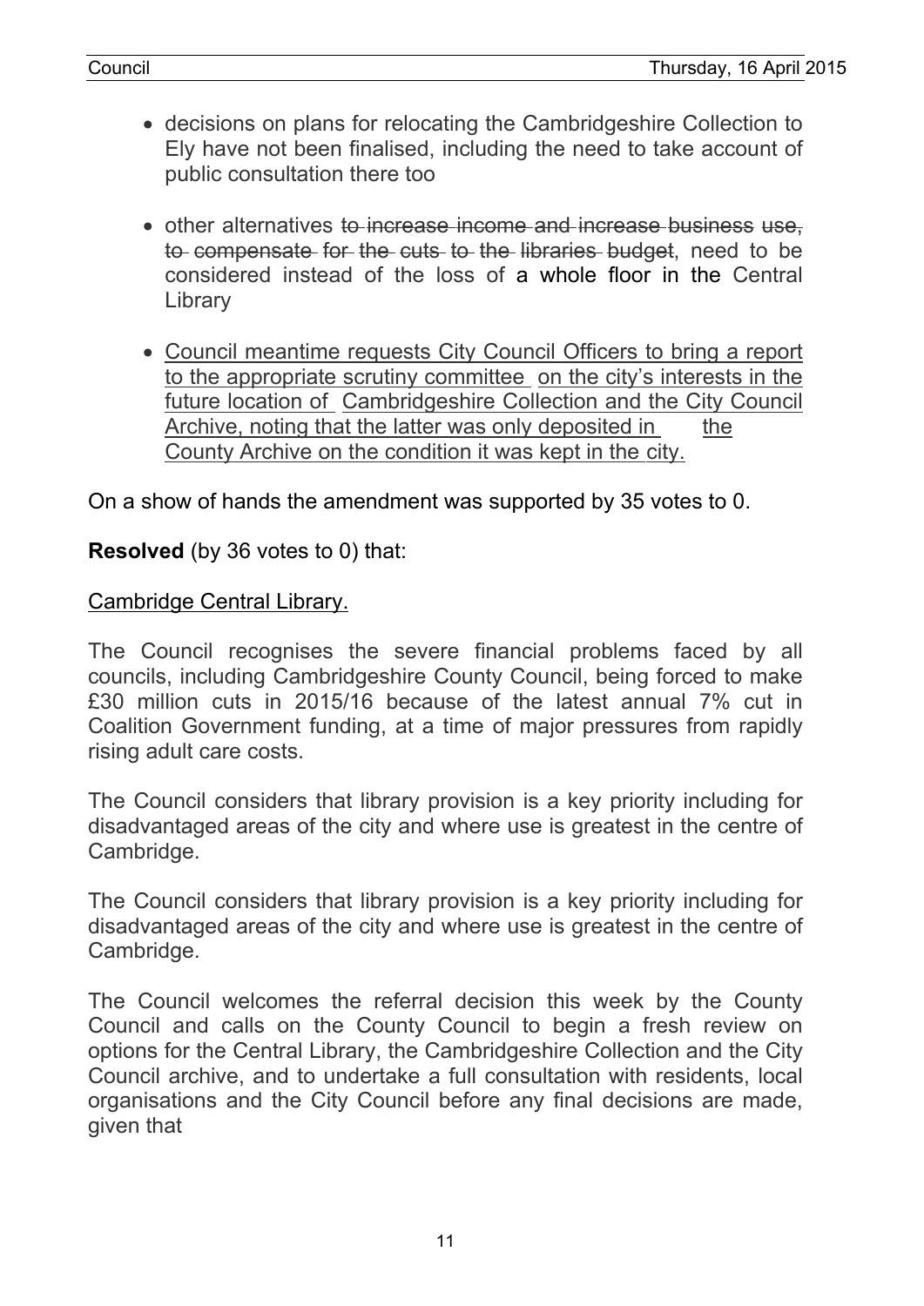- decisions on plans for relocating the Cambridgeshire Collection to Ely have not been finalised, including the need to take account of public consultation there too

- other alternatives ~~to increase income and increase business use, to compensate for the cuts to the libraries budget~~, need to be considered instead of the loss of a whole floor in the Central Library

- <u>Council meantime requests City Council Officers to bring a report to the appropriate scrutiny committee on the city's interests in the future location of Cambridgeshire Collection and the City Council Archive, noting that the latter was only deposited in the County Archive on the condition it was kept in the city.</u>

On a show of hands the amendment was supported by 35 votes to 0.

**Resolved** (by 36 votes to 0) that:

<u>Cambridge Central Library.</u>

The Council recognises the severe financial problems faced by all councils, including Cambridgeshire County Council, being forced to make £30 million cuts in 2015/16 because of the latest annual 7% cut in Coalition Government funding, at a time of major pressures from rapidly rising adult care costs.

The Council considers that library provision is a key priority including for disadvantaged areas of the city and where use is greatest in the centre of Cambridge.

The Council considers that library provision is a key priority including for disadvantaged areas of the city and where use is greatest in the centre of Cambridge.

The Council welcomes the referral decision this week by the County Council and calls on the County Council to begin a fresh review on options for the Central Library, the Cambridgeshire Collection and the City Council archive, and to undertake a full consultation with residents, local organisations and the City Council before any final decisions are made, given that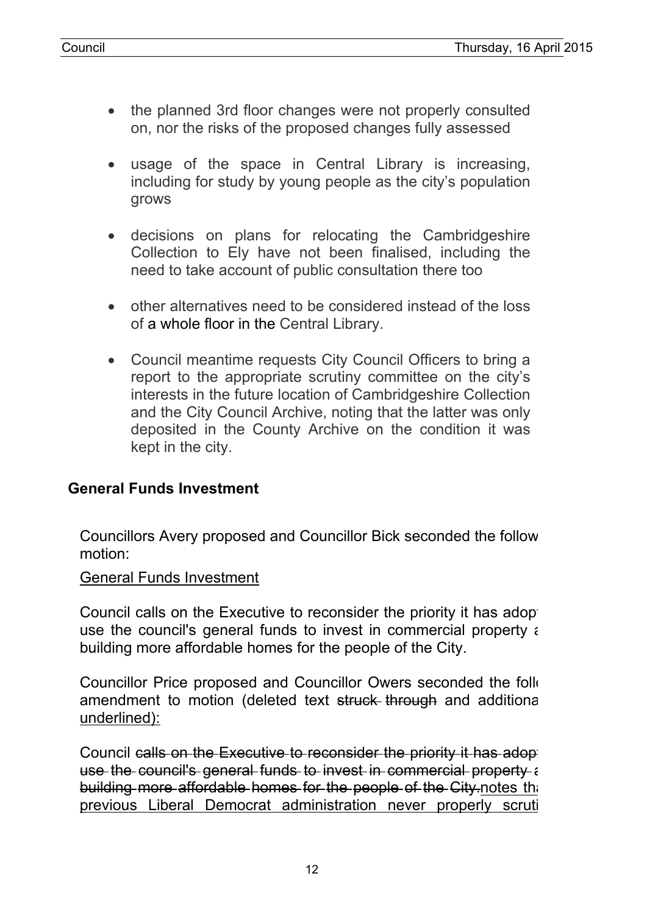- the planned 3rd floor changes were not properly consulted on, nor the risks of the proposed changes fully assessed

- usage of the space in Central Library is increasing, including for study by young people as the city's population grows

- decisions on plans for relocating the Cambridgeshire Collection to Ely have not been finalised, including the need to take account of public consultation there too

- other alternatives need to be considered instead of the loss of a whole floor in the Central Library.

- Council meantime requests City Council Officers to bring a report to the appropriate scrutiny committee on the city's interests in the future location of Cambridgeshire Collection and the City Council Archive, noting that the latter was only deposited in the County Archive on the condition it was kept in the city.

## General Funds Investment

Councillors Avery proposed and Councillor Bick seconded the follow motion:

<u>General Funds Investment</u>

Council calls on the Executive to reconsider the priority it has adop use the council's general funds to invest in commercial property a building more affordable homes for the people of the City.

Councillor Price proposed and Councillor Owers seconded the foll amendment to motion (deleted text ~~struck through~~ and additiona <u>underlined):</u>

Council ~~calls on the Executive to reconsider the priority it has adop use the council's general funds to invest in commercial property a building more affordable homes for the people of the City.~~<u>notes th previous Liberal Democrat administration never properly scruti</u>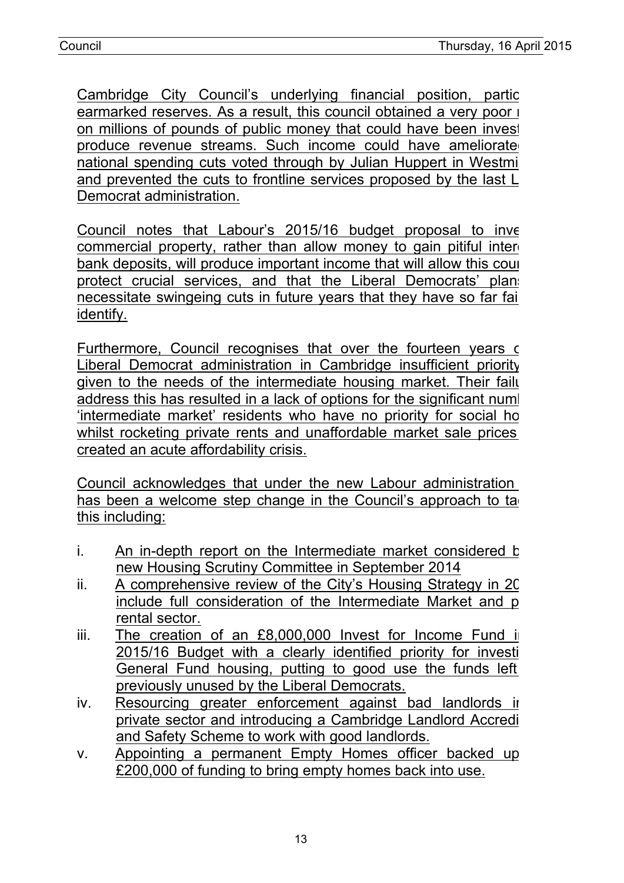Cambridge City Council's underlying financial position, partic earmarked reserves. As a result, this council obtained a very poor r on millions of pounds of public money that could have been invest produce revenue streams. Such income could have ameliorate national spending cuts voted through by Julian Huppert in Westmi and prevented the cuts to frontline services proposed by the last L Democrat administration.

Council notes that Labour's 2015/16 budget proposal to inve commercial property, rather than allow money to gain pitiful inter bank deposits, will produce important income that will allow this coun protect crucial services, and that the Liberal Democrats' plans necessitate swingeing cuts in future years that they have so far fai identify.

Furthermore, Council recognises that over the fourteen years c Liberal Democrat administration in Cambridge insufficient priority given to the needs of the intermediate housing market. Their failu address this has resulted in a lack of options for the significant numb 'intermediate market' residents who have no priority for social ho whilst rocketing private rents and unaffordable market sale prices created an acute affordability crisis.

Council acknowledges that under the new Labour administration has been a welcome step change in the Council's approach to ta this including:

i. An in-depth report on the Intermediate market considered b new Housing Scrutiny Committee in September 2014
ii. A comprehensive review of the City's Housing Strategy in 20 include full consideration of the Intermediate Market and p rental sector.
iii. The creation of an £8,000,000 Invest for Income Fund i 2015/16 Budget with a clearly identified priority for investi General Fund housing, putting to good use the funds left previously unused by the Liberal Democrats.
iv. Resourcing greater enforcement against bad landlords i private sector and introducing a Cambridge Landlord Accredi and Safety Scheme to work with good landlords.
v. Appointing a permanent Empty Homes officer backed up £200,000 of funding to bring empty homes back into use.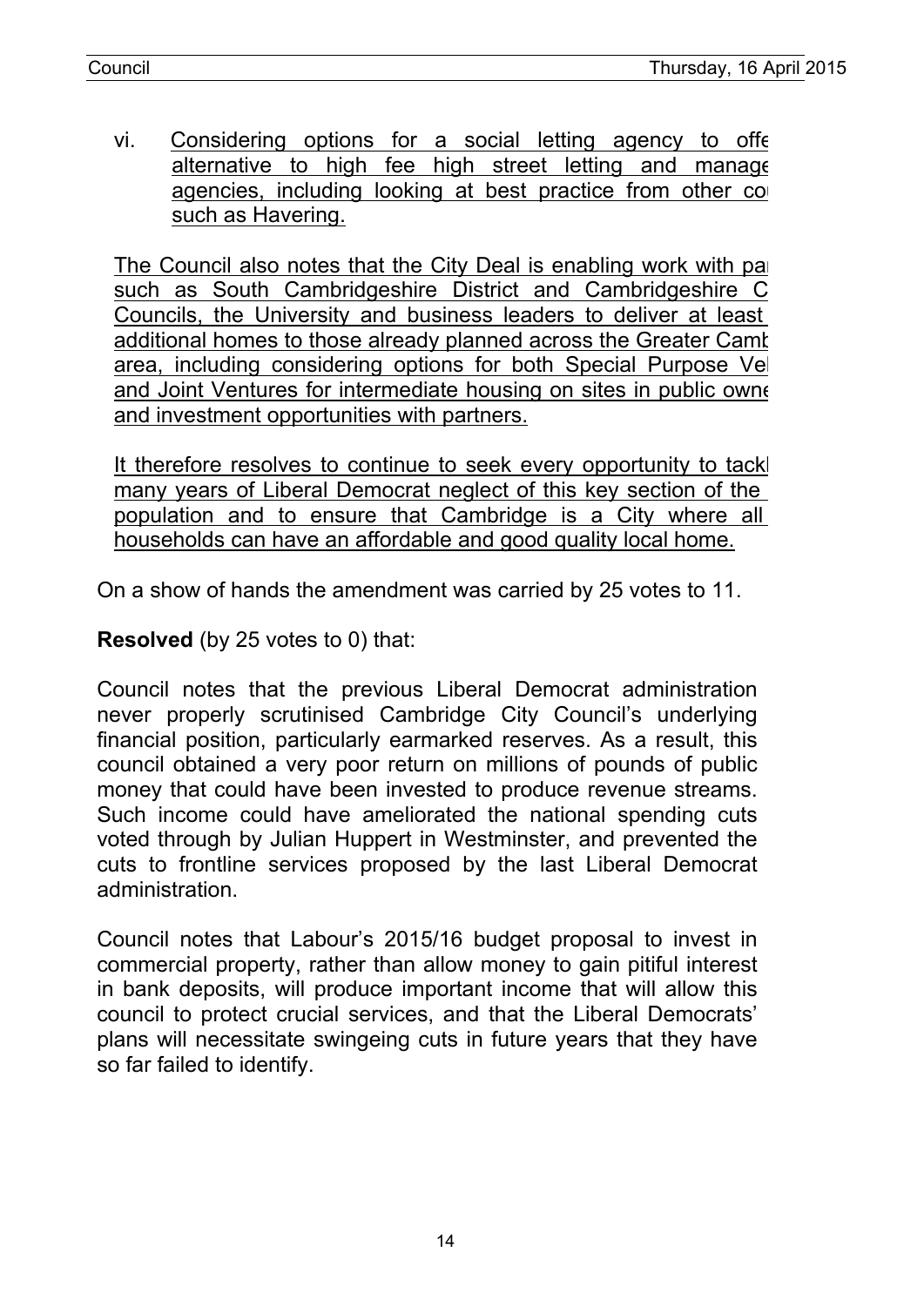vi. <u>Considering options for a social letting agency to offe alternative to high fee high street letting and manage agencies, including looking at best practice from other co such as Havering.</u>

<u>The Council also notes that the City Deal is enabling work with pa such as South Cambridgeshire District and Cambridgeshire C Councils, the University and business leaders to deliver at least additional homes to those already planned across the Greater Camb area, including considering options for both Special Purpose Ve and Joint Ventures for intermediate housing on sites in public owne and investment opportunities with partners.</u>

<u>It therefore resolves to continue to seek every opportunity to tackl many years of Liberal Democrat neglect of this key section of the population and to ensure that Cambridge is a City where all households can have an affordable and good quality local home.</u>

On a show of hands the amendment was carried by 25 votes to 11.

**Resolved** (by 25 votes to 0) that:

Council notes that the previous Liberal Democrat administration never properly scrutinised Cambridge City Council's underlying financial position, particularly earmarked reserves. As a result, this council obtained a very poor return on millions of pounds of public money that could have been invested to produce revenue streams. Such income could have ameliorated the national spending cuts voted through by Julian Huppert in Westminster, and prevented the cuts to frontline services proposed by the last Liberal Democrat administration.

Council notes that Labour's 2015/16 budget proposal to invest in commercial property, rather than allow money to gain pitiful interest in bank deposits, will produce important income that will allow this council to protect crucial services, and that the Liberal Democrats' plans will necessitate swingeing cuts in future years that they have so far failed to identify.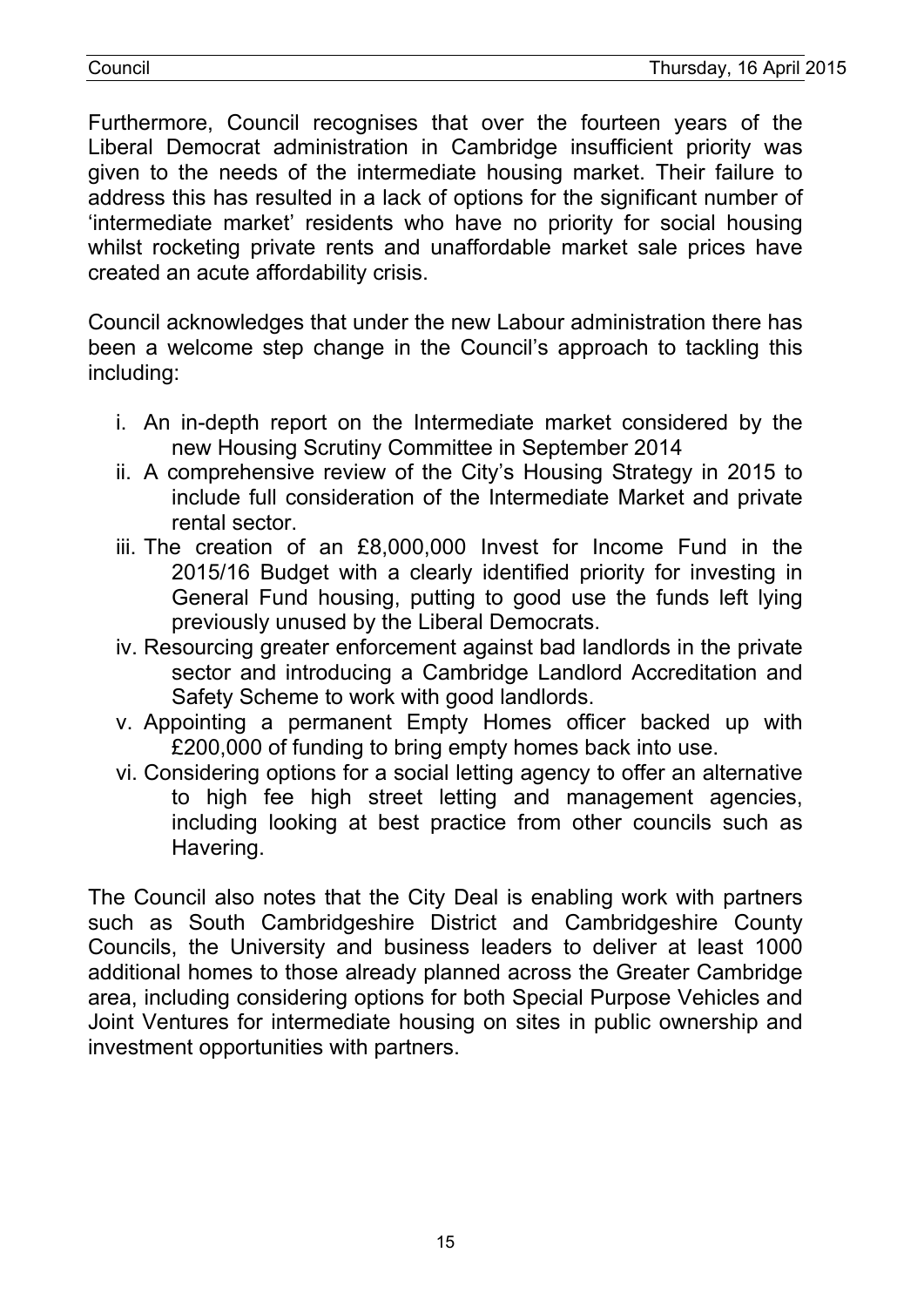Furthermore, Council recognises that over the fourteen years of the Liberal Democrat administration in Cambridge insufficient priority was given to the needs of the intermediate housing market. Their failure to address this has resulted in a lack of options for the significant number of 'intermediate market' residents who have no priority for social housing whilst rocketing private rents and unaffordable market sale prices have created an acute affordability crisis.

Council acknowledges that under the new Labour administration there has been a welcome step change in the Council's approach to tackling this including:

i. An in-depth report on the Intermediate market considered by the new Housing Scrutiny Committee in September 2014
ii. A comprehensive review of the City's Housing Strategy in 2015 to include full consideration of the Intermediate Market and private rental sector.
iii. The creation of an £8,000,000 Invest for Income Fund in the 2015/16 Budget with a clearly identified priority for investing in General Fund housing, putting to good use the funds left lying previously unused by the Liberal Democrats.
iv. Resourcing greater enforcement against bad landlords in the private sector and introducing a Cambridge Landlord Accreditation and Safety Scheme to work with good landlords.
v. Appointing a permanent Empty Homes officer backed up with £200,000 of funding to bring empty homes back into use.
vi. Considering options for a social letting agency to offer an alternative to high fee high street letting and management agencies, including looking at best practice from other councils such as Havering.

The Council also notes that the City Deal is enabling work with partners such as South Cambridgeshire District and Cambridgeshire County Councils, the University and business leaders to deliver at least 1000 additional homes to those already planned across the Greater Cambridge area, including considering options for both Special Purpose Vehicles and Joint Ventures for intermediate housing on sites in public ownership and investment opportunities with partners.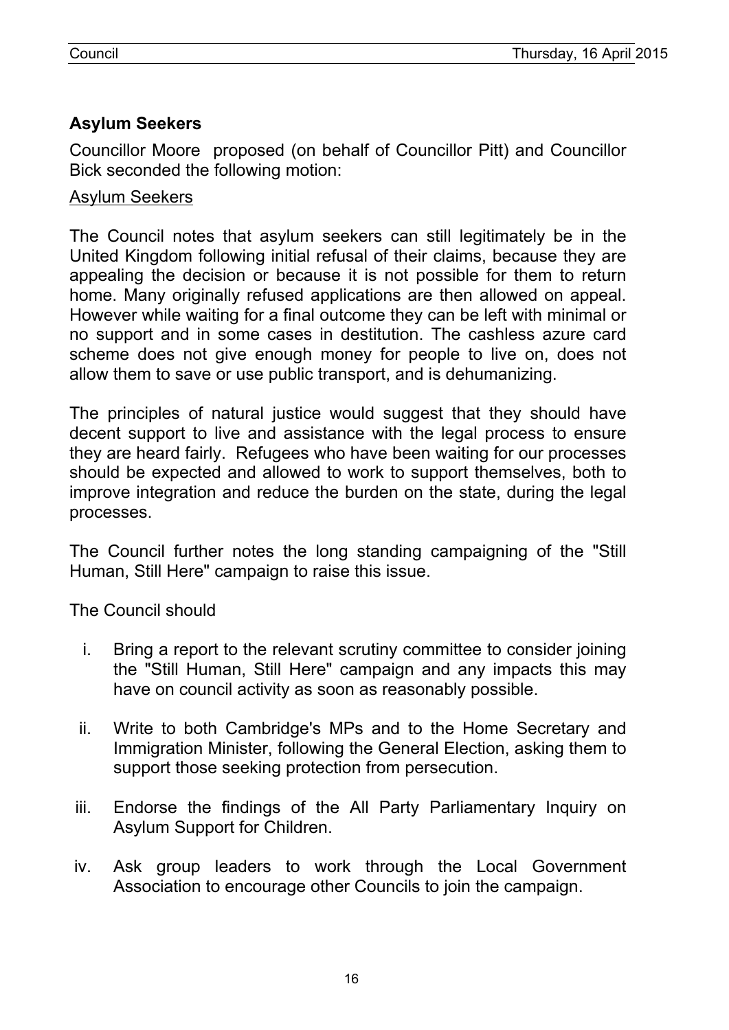## Asylum Seekers

Councillor Moore proposed (on behalf of Councillor Pitt) and Councillor Bick seconded the following motion:

Asylum Seekers

The Council notes that asylum seekers can still legitimately be in the United Kingdom following initial refusal of their claims, because they are appealing the decision or because it is not possible for them to return home. Many originally refused applications are then allowed on appeal. However while waiting for a final outcome they can be left with minimal or no support and in some cases in destitution. The cashless azure card scheme does not give enough money for people to live on, does not allow them to save or use public transport, and is dehumanizing.

The principles of natural justice would suggest that they should have decent support to live and assistance with the legal process to ensure they are heard fairly. Refugees who have been waiting for our processes should be expected and allowed to work to support themselves, both to improve integration and reduce the burden on the state, during the legal processes.

The Council further notes the long standing campaigning of the "Still Human, Still Here" campaign to raise this issue.

The Council should

i. Bring a report to the relevant scrutiny committee to consider joining the "Still Human, Still Here" campaign and any impacts this may have on council activity as soon as reasonably possible.

ii. Write to both Cambridge's MPs and to the Home Secretary and Immigration Minister, following the General Election, asking them to support those seeking protection from persecution.

iii. Endorse the findings of the All Party Parliamentary Inquiry on Asylum Support for Children.

iv. Ask group leaders to work through the Local Government Association to encourage other Councils to join the campaign.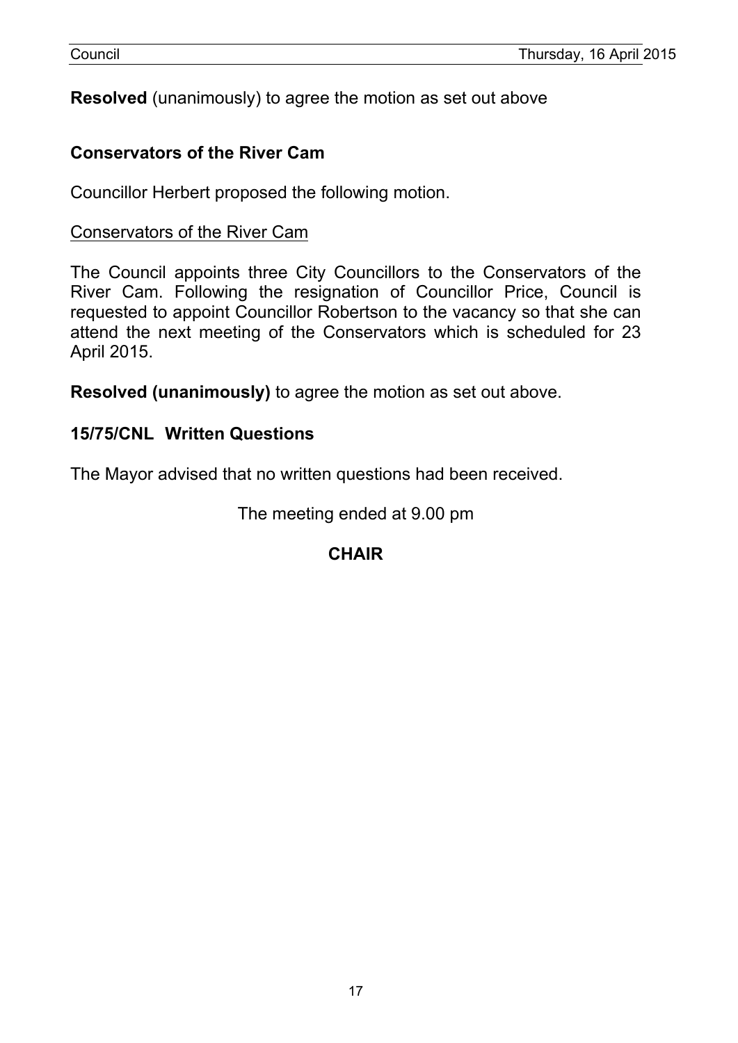**Resolved** (unanimously) to agree the motion as set out above

### Conservators of the River Cam

Councillor Herbert proposed the following motion.

<u>Conservators of the River Cam</u>

The Council appoints three City Councillors to the Conservators of the River Cam. Following the resignation of Councillor Price, Council is requested to appoint Councillor Robertson to the vacancy so that she can attend the next meeting of the Conservators which is scheduled for 23 April 2015.

**Resolved (unanimously)** to agree the motion as set out above.

### 15/75/CNL Written Questions

The Mayor advised that no written questions had been received.

The meeting ended at 9.00 pm

**CHAIR**